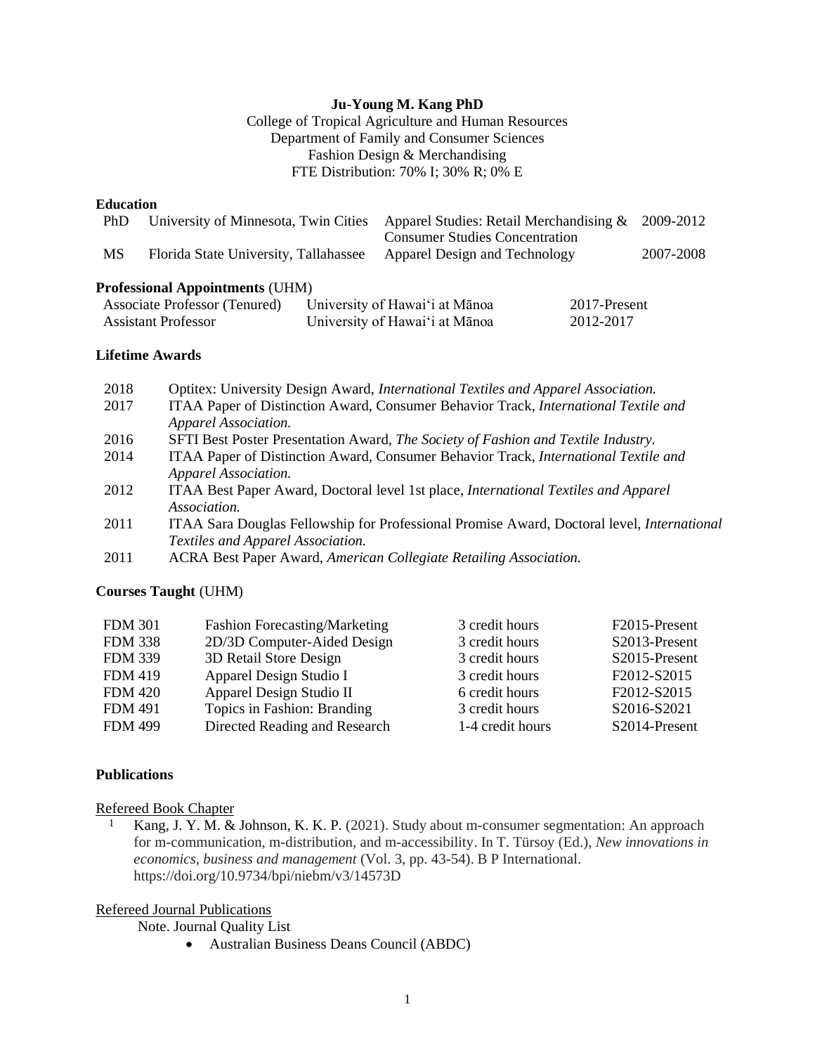**Ju-Young M. Kang PhD**

College of Tropical Agriculture and Human Resources
Department of Family and Consumer Sciences
Fashion Design & Merchandising
FTE Distribution: 70% I; 30% R; 0% E

**Education**

| | | | |
|---|---|---|---|
| PhD | University of Minnesota, Twin Cities | Apparel Studies: Retail Merchandising & Consumer Studies Concentration | 2009-2012 |
| MS | Florida State University, Tallahassee | Apparel Design and Technology | 2007-2008 |

**Professional Appointments** (UHM)

| | | |
|---|---|---|
| Associate Professor (Tenured) | University of Hawai‘i at Mānoa | 2017-Present |
| Assistant Professor | University of Hawai‘i at Mānoa | 2012-2017 |

**Lifetime Awards**

| | |
|---|---|
| 2018 | Optitex: University Design Award, *International Textiles and Apparel Association.* |
| 2017 | ITAA Paper of Distinction Award, Consumer Behavior Track, *International Textile and Apparel Association.* |
| 2016 | SFTI Best Poster Presentation Award, *The Society of Fashion and Textile Industry*. |
| 2014 | ITAA Paper of Distinction Award, Consumer Behavior Track, *International Textile and Apparel Association.* |
| 2012 | ITAA Best Paper Award, Doctoral level 1st place, *International Textiles and Apparel Association.* |
| 2011 | ITAA Sara Douglas Fellowship for Professional Promise Award, Doctoral level, *International Textiles and Apparel Association.* |
| 2011 | ACRA Best Paper Award, *American Collegiate Retailing Association.* |

**Courses Taught** (UHM)

| | | | |
|---|---|---|---|
| FDM 301 | Fashion Forecasting/Marketing | 3 credit hours | F2015-Present |
| FDM 338 | 2D/3D Computer-Aided Design | 3 credit hours | S2013-Present |
| FDM 339 | 3D Retail Store Design | 3 credit hours | S2015-Present |
| FDM 419 | Apparel Design Studio I | 3 credit hours | F2012-S2015 |
| FDM 420 | Apparel Design Studio II | 6 credit hours | F2012-S2015 |
| FDM 491 | Topics in Fashion: Branding | 3 credit hours | S2016-S2021 |
| FDM 499 | Directed Reading and Research | 1-4 credit hours | S2014-Present |

**Publications**

Refereed Book Chapter

1. Kang, J. Y. M. & Johnson, K. K. P. (2021). Study about m-consumer segmentation: An approach for m-communication, m-distribution, and m-accessibility. In T. Türsoy (Ed.), *New innovations in economics, business and management* (Vol. 3, pp. 43-54). B P International. https://doi.org/10.9734/bpi/niebm/v3/14573D

Refereed Journal Publications

Note. Journal Quality List

- Australian Business Deans Council (ABDC)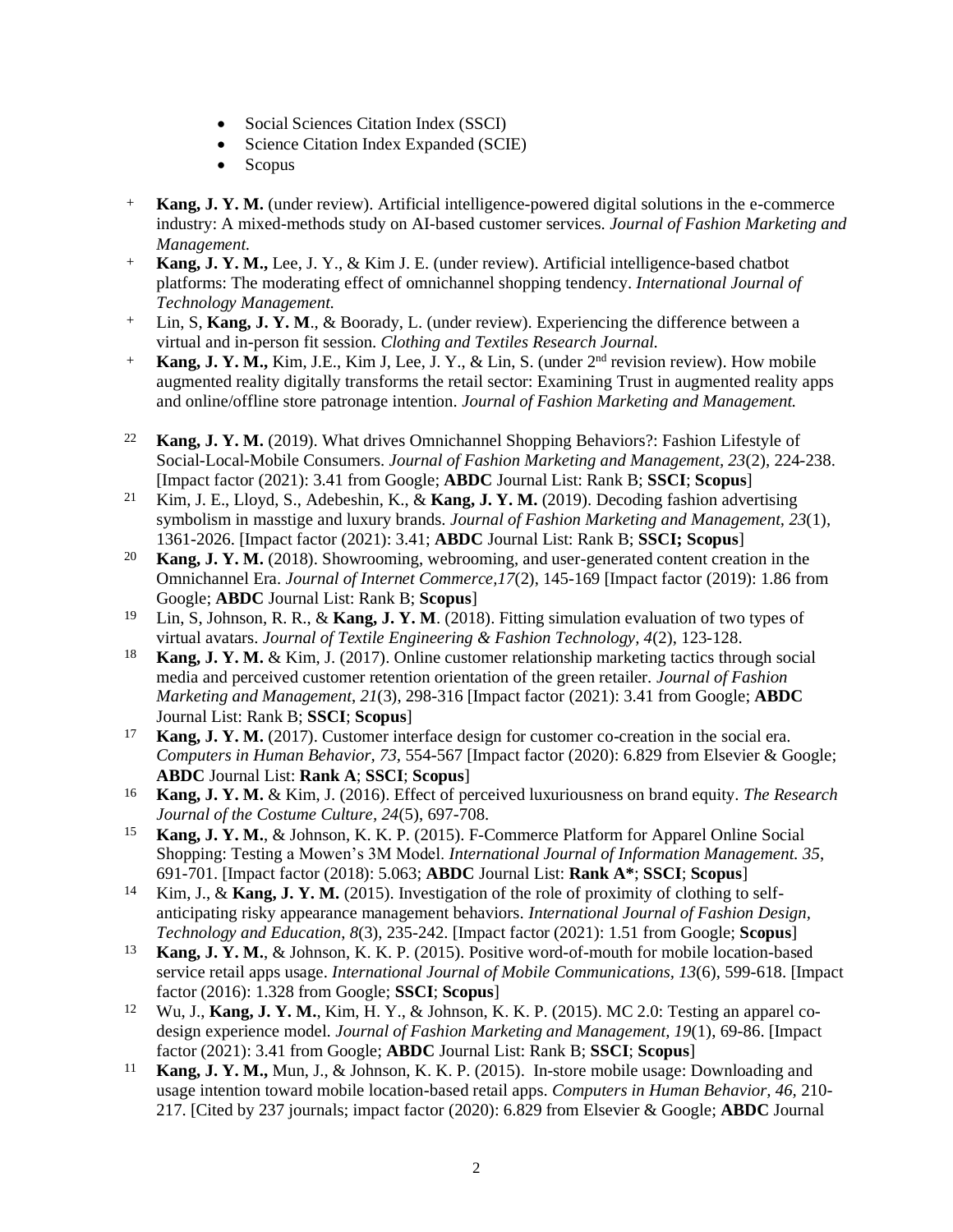- Social Sciences Citation Index (SSCI)
- Science Citation Index Expanded (SCIE)
- Scopus

+ **Kang, J. Y. M.** (under review). Artificial intelligence-powered digital solutions in the e-commerce industry: A mixed-methods study on AI-based customer services. *Journal of Fashion Marketing and Management.*

+ **Kang, J. Y. M.,** Lee, J. Y., & Kim J. E. (under review). Artificial intelligence-based chatbot platforms: The moderating effect of omnichannel shopping tendency. *International Journal of Technology Management.*

+ Lin, S, **Kang, J. Y. M**., & Boorady, L. (under review). Experiencing the difference between a virtual and in-person fit session. *Clothing and Textiles Research Journal.*

+ **Kang, J. Y. M.,** Kim, J.E., Kim J, Lee, J. Y., & Lin, S. (under 2nd revision review). How mobile augmented reality digitally transforms the retail sector: Examining Trust in augmented reality apps and online/offline store patronage intention. *Journal of Fashion Marketing and Management.*

22 **Kang, J. Y. M.** (2019). What drives Omnichannel Shopping Behaviors?: Fashion Lifestyle of Social-Local-Mobile Consumers. *Journal of Fashion Marketing and Management, 23*(2), 224-238. [Impact factor (2021): 3.41 from Google; **ABDC** Journal List: Rank B; **SSCI**; **Scopus**]

21 Kim, J. E., Lloyd, S., Adebeshin, K., & **Kang, J. Y. M.** (2019). Decoding fashion advertising symbolism in masstige and luxury brands. *Journal of Fashion Marketing and Management, 23*(1), 1361-2026. [Impact factor (2021): 3.41; **ABDC** Journal List: Rank B; **SSCI; Scopus**]

20 **Kang, J. Y. M.** (2018). Showrooming, webrooming, and user-generated content creation in the Omnichannel Era. *Journal of Internet Commerce,17*(2), 145-169 [Impact factor (2019): 1.86 from Google; **ABDC** Journal List: Rank B; **Scopus**]

19 Lin, S, Johnson, R. R., & **Kang, J. Y. M**. (2018). Fitting simulation evaluation of two types of virtual avatars. *Journal of Textile Engineering & Fashion Technology, 4*(2), 123-128.

18 **Kang, J. Y. M.** & Kim, J. (2017). Online customer relationship marketing tactics through social media and perceived customer retention orientation of the green retailer. *Journal of Fashion Marketing and Management, 21*(3), 298-316 [Impact factor (2021): 3.41 from Google; **ABDC** Journal List: Rank B; **SSCI**; **Scopus**]

17 **Kang, J. Y. M.** (2017). Customer interface design for customer co-creation in the social era. *Computers in Human Behavior, 73*, 554-567 [Impact factor (2020): 6.829 from Elsevier & Google; **ABDC** Journal List: **Rank A**; **SSCI**; **Scopus**]

16 **Kang, J. Y. M.** & Kim, J. (2016). Effect of perceived luxuriousness on brand equity. *The Research Journal of the Costume Culture, 24*(5), 697-708.

15 **Kang, J. Y. M.**, & Johnson, K. K. P. (2015). F-Commerce Platform for Apparel Online Social Shopping: Testing a Mowen's 3M Model. *International Journal of Information Management. 35*, 691-701. [Impact factor (2018): 5.063; **ABDC** Journal List: **Rank A***; **SSCI**; **Scopus**]

14 Kim, J., & **Kang, J. Y. M.** (2015). Investigation of the role of proximity of clothing to self-anticipating risky appearance management behaviors. *International Journal of Fashion Design, Technology and Education, 8*(3), 235-242. [Impact factor (2021): 1.51 from Google; **Scopus**]

13 **Kang, J. Y. M.**, & Johnson, K. K. P. (2015). Positive word-of-mouth for mobile location-based service retail apps usage. *International Journal of Mobile Communications, 13*(6), 599-618. [Impact factor (2016): 1.328 from Google; **SSCI**; **Scopus**]

12 Wu, J., **Kang, J. Y. M.**, Kim, H. Y., & Johnson, K. K. P. (2015). MC 2.0: Testing an apparel co-design experience model. *Journal of Fashion Marketing and Management, 19*(1), 69-86. [Impact factor (2021): 3.41 from Google; **ABDC** Journal List: Rank B; **SSCI**; **Scopus**]

11 **Kang, J. Y. M.,** Mun, J., & Johnson, K. K. P. (2015). In-store mobile usage: Downloading and usage intention toward mobile location-based retail apps. *Computers in Human Behavior, 46*, 210-217. [Cited by 237 journals; impact factor (2020): 6.829 from Elsevier & Google; **ABDC** Journal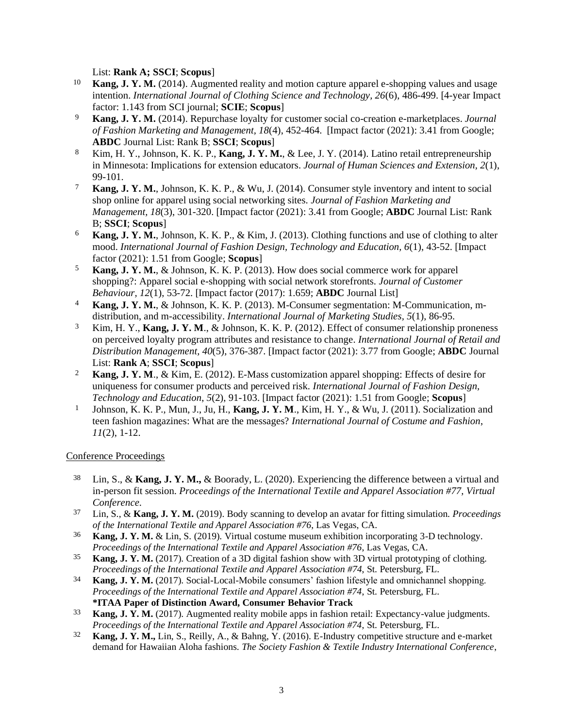List: **Rank A; SSCI**; **Scopus**]

10 **Kang, J. Y. M.** (2014). Augmented reality and motion capture apparel e-shopping values and usage intention. *International Journal of Clothing Science and Technology, 26*(6), 486-499. [4-year Impact factor: 1.143 from SCI journal; **SCIE**; **Scopus**]

9 **Kang, J. Y. M.** (2014). Repurchase loyalty for customer social co-creation e-marketplaces. *Journal of Fashion Marketing and Management, 18*(4), 452-464. [Impact factor (2021): 3.41 from Google; **ABDC** Journal List: Rank B; **SSCI**; **Scopus**]

8 Kim, H. Y., Johnson, K. K. P., **Kang, J. Y. M.**, & Lee, J. Y. (2014). Latino retail entrepreneurship in Minnesota: Implications for extension educators. *Journal of Human Sciences and Extension, 2*(1), 99-101.

7 **Kang, J. Y. M.**, Johnson, K. K. P., & Wu, J. (2014). Consumer style inventory and intent to social shop online for apparel using social networking sites. *Journal of Fashion Marketing and Management, 18*(3), 301-320. [Impact factor (2021): 3.41 from Google; **ABDC** Journal List: Rank B; **SSCI**; **Scopus**]

6 **Kang, J. Y. M.**, Johnson, K. K. P., & Kim, J. (2013). Clothing functions and use of clothing to alter mood. *International Journal of Fashion Design, Technology and Education, 6*(1), 43-52. [Impact factor (2021): 1.51 from Google; **Scopus**]

5 **Kang, J. Y. M.**, & Johnson, K. K. P. (2013). How does social commerce work for apparel shopping?: Apparel social e-shopping with social network storefronts. *Journal of Customer Behaviour, 12*(1), 53-72. [Impact factor (2017): 1.659; **ABDC** Journal List]

4 **Kang, J. Y. M.**, & Johnson, K. K. P. (2013). M-Consumer segmentation: M-Communication, m-distribution, and m-accessibility. *International Journal of Marketing Studies, 5*(1), 86-95.

3 Kim, H. Y., **Kang, J. Y. M**., & Johnson, K. K. P. (2012). Effect of consumer relationship proneness on perceived loyalty program attributes and resistance to change. *International Journal of Retail and Distribution Management, 40*(5), 376-387. [Impact factor (2021): 3.77 from Google; **ABDC** Journal List: **Rank A**; **SSCI**; **Scopus**]

2 **Kang, J. Y. M**., & Kim, E. (2012). E-Mass customization apparel shopping: Effects of desire for uniqueness for consumer products and perceived risk. *International Journal of Fashion Design, Technology and Education, 5*(2), 91-103. [Impact factor (2021): 1.51 from Google; **Scopus**]

1 Johnson, K. K. P., Mun, J., Ju, H., **Kang, J. Y. M**., Kim, H. Y., & Wu, J. (2011). Socialization and teen fashion magazines: What are the messages? *International Journal of Costume and Fashion, 11*(2), 1-12.

Conference Proceedings

38 Lin, S., & **Kang, J. Y. M.,** & Boorady, L. (2020). Experiencing the difference between a virtual and in-person fit session. *Proceedings of the International Textile and Apparel Association #77, Virtual Conference.*

37 Lin, S., & **Kang, J. Y. M.** (2019). Body scanning to develop an avatar for fitting simulation. *Proceedings of the International Textile and Apparel Association #76*, Las Vegas, CA.

36 **Kang, J. Y. M.** & Lin, S. (2019). Virtual costume museum exhibition incorporating 3-D technology. *Proceedings of the International Textile and Apparel Association #76*, Las Vegas, CA.

35 **Kang, J. Y. M.** (2017). Creation of a 3D digital fashion show with 3D virtual prototyping of clothing. *Proceedings of the International Textile and Apparel Association #74*, St. Petersburg, FL.

34 **Kang, J. Y. M.** (2017). Social-Local-Mobile consumers' fashion lifestyle and omnichannel shopping. *Proceedings of the International Textile and Apparel Association #74*, St. Petersburg, FL. **\*ITAA Paper of Distinction Award, Consumer Behavior Track**

33 **Kang, J. Y. M.** (2017). Augmented reality mobile apps in fashion retail: Expectancy-value judgments. *Proceedings of the International Textile and Apparel Association #74*, St. Petersburg, FL.

32 **Kang, J. Y. M.,** Lin, S., Reilly, A., & Bahng, Y. (2016). E-Industry competitive structure and e-market demand for Hawaiian Aloha fashions. *The Society Fashion & Textile Industry International Conference*,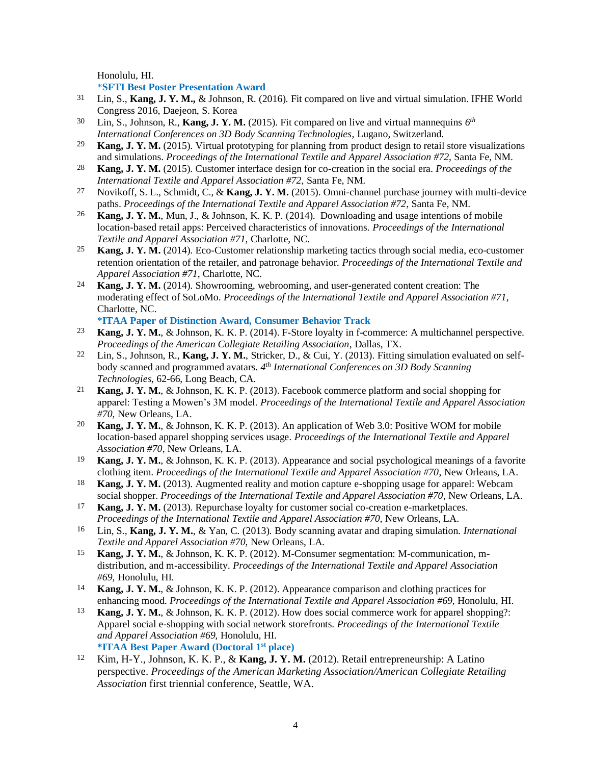Honolulu, HI.

*SFTI Best Poster Presentation Award

31 Lin, S., **Kang, J. Y. M.,** & Johnson, R. (2016). Fit compared on live and virtual simulation. IFHE World Congress 2016, Daejeon, S. Korea

30 Lin, S., Johnson, R., **Kang, J. Y. M.** (2015). Fit compared on live and virtual mannequins *6th International Conferences on 3D Body Scanning Technologies*, Lugano, Switzerland.

29 **Kang, J. Y. M.** (2015). Virtual prototyping for planning from product design to retail store visualizations and simulations. *Proceedings of the International Textile and Apparel Association #72*, Santa Fe, NM.

28 **Kang, J. Y. M.** (2015). Customer interface design for co-creation in the social era. *Proceedings of the International Textile and Apparel Association #72*, Santa Fe, NM.

27 Novikoff, S. L., Schmidt, C., & **Kang, J. Y. M.** (2015). Omni-channel purchase journey with multi-device paths. *Proceedings of the International Textile and Apparel Association #72*, Santa Fe, NM.

26 **Kang, J. Y. M.**, Mun, J., & Johnson, K. K. P. (2014). Downloading and usage intentions of mobile location-based retail apps: Perceived characteristics of innovations. *Proceedings of the International Textile and Apparel Association #71*, Charlotte, NC.

25 **Kang, J. Y. M.** (2014). Eco-Customer relationship marketing tactics through social media, eco-customer retention orientation of the retailer, and patronage behavior. *Proceedings of the International Textile and Apparel Association #71*, Charlotte, NC.

24 **Kang, J. Y. M.** (2014). Showrooming, webrooming, and user-generated content creation: The moderating effect of SoLoMo. *Proceedings of the International Textile and Apparel Association #71*, Charlotte, NC.

*ITAA Paper of Distinction Award, Consumer Behavior Track

23 **Kang, J. Y. M.**, & Johnson, K. K. P. (2014). F-Store loyalty in f-commerce: A multichannel perspective. *Proceedings of the American Collegiate Retailing Association*, Dallas, TX.

22 Lin, S., Johnson, R., **Kang, J. Y. M.**, Stricker, D., & Cui, Y. (2013). Fitting simulation evaluated on self-body scanned and programmed avatars. *4th International Conferences on 3D Body Scanning Technologies*, 62-66, Long Beach, CA.

21 **Kang, J. Y. M.**, & Johnson, K. K. P. (2013). Facebook commerce platform and social shopping for apparel: Testing a Mowen's 3M model. *Proceedings of the International Textile and Apparel Association #70*, New Orleans, LA.

20 **Kang, J. Y. M.**, & Johnson, K. K. P. (2013). An application of Web 3.0: Positive WOM for mobile location-based apparel shopping services usage. *Proceedings of the International Textile and Apparel Association #70*, New Orleans, LA.

19 **Kang, J. Y. M.**, & Johnson, K. K. P. (2013). Appearance and social psychological meanings of a favorite clothing item. *Proceedings of the International Textile and Apparel Association #70*, New Orleans, LA.

18 **Kang, J. Y. M.** (2013). Augmented reality and motion capture e-shopping usage for apparel: Webcam social shopper. *Proceedings of the International Textile and Apparel Association #70*, New Orleans, LA.

17 **Kang, J. Y. M.** (2013). Repurchase loyalty for customer social co-creation e-marketplaces. *Proceedings of the International Textile and Apparel Association #70,* New Orleans, LA.

16 Lin, S., **Kang, J. Y. M.**, & Yan, C. (2013). Body scanning avatar and draping simulation. *International Textile and Apparel Association #70*, New Orleans, LA.

15 **Kang, J. Y. M.**, & Johnson, K. K. P. (2012). M-Consumer segmentation: M-communication, m-distribution, and m-accessibility. *Proceedings of the International Textile and Apparel Association #69,* Honolulu, HI.

14 **Kang, J. Y. M.**, & Johnson, K. K. P. (2012). Appearance comparison and clothing practices for enhancing mood. *Proceedings of the International Textile and Apparel Association #69,* Honolulu, HI.

13 **Kang, J. Y. M.**, & Johnson, K. K. P. (2012). How does social commerce work for apparel shopping?: Apparel social e-shopping with social network storefronts. *Proceedings of the International Textile and Apparel Association #69,* Honolulu, HI.

***ITAA Best Paper Award (Doctoral 1st place)**

12 Kim, H-Y., Johnson, K. K. P., & **Kang, J. Y. M.** (2012). Retail entrepreneurship: A Latino perspective. *Proceedings of the American Marketing Association/American Collegiate Retailing Association* first triennial conference, Seattle, WA.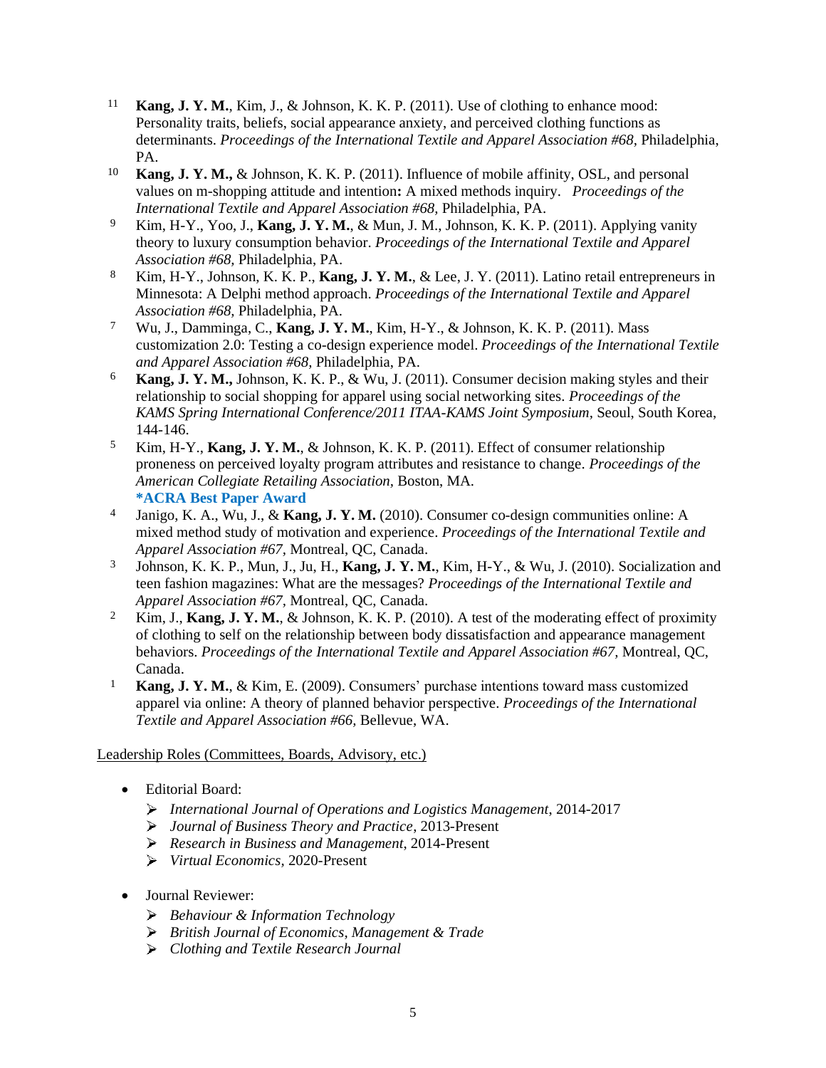11 **Kang, J. Y. M.**, Kim, J., & Johnson, K. K. P. (2011). Use of clothing to enhance mood: Personality traits, beliefs, social appearance anxiety, and perceived clothing functions as determinants. *Proceedings of the International Textile and Apparel Association #68*, Philadelphia, PA.

10 **Kang, J. Y. M.,** & Johnson, K. K. P. (2011). Influence of mobile affinity, OSL, and personal values on m-shopping attitude and intention**:** A mixed methods inquiry. *Proceedings of the International Textile and Apparel Association #68,* Philadelphia, PA.

9 Kim, H-Y., Yoo, J., **Kang, J. Y. M.**, & Mun, J. M., Johnson, K. K. P. (2011). Applying vanity theory to luxury consumption behavior. *Proceedings of the International Textile and Apparel Association #68,* Philadelphia, PA.

8 Kim, H-Y., Johnson, K. K. P., **Kang, J. Y. M.**, & Lee, J. Y. (2011). Latino retail entrepreneurs in Minnesota: A Delphi method approach. *Proceedings of the International Textile and Apparel Association #68,* Philadelphia, PA.

7 Wu, J., Damminga, C., **Kang, J. Y. M.**, Kim, H-Y., & Johnson, K. K. P. (2011). Mass customization 2.0: Testing a co-design experience model. *Proceedings of the International Textile and Apparel Association #68,* Philadelphia, PA.

6 **Kang, J. Y. M.,** Johnson, K. K. P., & Wu, J. (2011). Consumer decision making styles and their relationship to social shopping for apparel using social networking sites. *Proceedings of the KAMS Spring International Conference/2011 ITAA-KAMS Joint Symposium,* Seoul, South Korea, 144-146.

5 Kim, H-Y., **Kang, J. Y. M.**, & Johnson, K. K. P. (2011). Effect of consumer relationship proneness on perceived loyalty program attributes and resistance to change. *Proceedings of the American Collegiate Retailing Association,* Boston, MA.
**\*ACRA Best Paper Award**

4 Janigo, K. A., Wu, J., & **Kang, J. Y. M.** (2010). Consumer co-design communities online: A mixed method study of motivation and experience. *Proceedings of the International Textile and Apparel Association #67,* Montreal, QC, Canada.

3 Johnson, K. K. P., Mun, J., Ju, H., **Kang, J. Y. M.**, Kim, H-Y., & Wu, J. (2010). Socialization and teen fashion magazines: What are the messages? *Proceedings of the International Textile and Apparel Association #67,* Montreal, QC, Canada.

2 Kim, J., **Kang, J. Y. M.**, & Johnson, K. K. P. (2010). A test of the moderating effect of proximity of clothing to self on the relationship between body dissatisfaction and appearance management behaviors. *Proceedings of the International Textile and Apparel Association #67,* Montreal, QC, Canada.

1 **Kang, J. Y. M.**, & Kim, E. (2009). Consumers' purchase intentions toward mass customized apparel via online: A theory of planned behavior perspective. *Proceedings of the International Textile and Apparel Association #66,* Bellevue, WA.

Leadership Roles (Committees, Boards, Advisory, etc.)

- Editorial Board:
  - *International Journal of Operations and Logistics Management*, 2014-2017
  - *Journal of Business Theory and Practice*, 2013-Present
  - *Research in Business and Management*, 2014-Present
  - *Virtual Economics,* 2020-Present

- Journal Reviewer:
  - *Behaviour & Information Technology*
  - *British Journal of Economics, Management & Trade*
  - *Clothing and Textile Research Journal*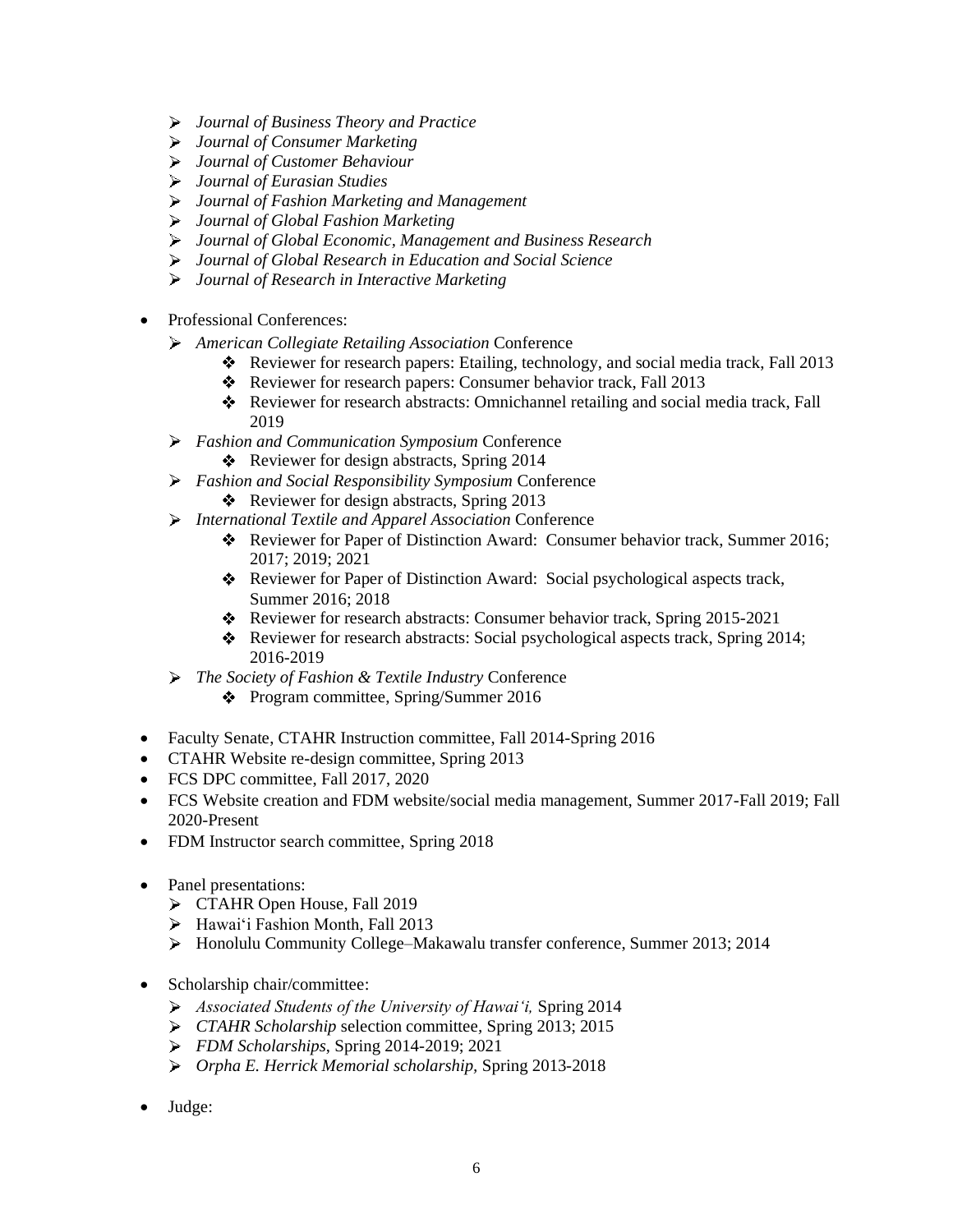- *Journal of Business Theory and Practice*
  - *Journal of Consumer Marketing*
  - *Journal of Customer Behaviour*
  - *Journal of Eurasian Studies*
  - *Journal of Fashion Marketing and Management*
  - *Journal of Global Fashion Marketing*
  - *Journal of Global Economic, Management and Business Research*
  - *Journal of Global Research in Education and Social Science*
  - *Journal of Research in Interactive Marketing*

- Professional Conferences:
  - *American Collegiate Retailing Association* Conference
    - Reviewer for research papers: Etailing, technology, and social media track, Fall 2013
    - Reviewer for research papers: Consumer behavior track, Fall 2013
    - Reviewer for research abstracts: Omnichannel retailing and social media track, Fall 2019
  - *Fashion and Communication Symposium* Conference
    - Reviewer for design abstracts, Spring 2014
  - *Fashion and Social Responsibility Symposium* Conference
    - Reviewer for design abstracts, Spring 2013
  - *International Textile and Apparel Association* Conference
    - Reviewer for Paper of Distinction Award: Consumer behavior track, Summer 2016; 2017; 2019; 2021
    - Reviewer for Paper of Distinction Award: Social psychological aspects track, Summer 2016; 2018
    - Reviewer for research abstracts: Consumer behavior track, Spring 2015-2021
    - Reviewer for research abstracts: Social psychological aspects track, Spring 2014; 2016-2019
  - *The Society of Fashion & Textile Industry* Conference
    - Program committee, Spring/Summer 2016

- Faculty Senate, CTAHR Instruction committee, Fall 2014-Spring 2016
- CTAHR Website re-design committee, Spring 2013
- FCS DPC committee, Fall 2017, 2020
- FCS Website creation and FDM website/social media management, Summer 2017-Fall 2019; Fall 2020-Present
- FDM Instructor search committee, Spring 2018

- Panel presentations:
  - CTAHR Open House, Fall 2019
  - Hawaiʻi Fashion Month, Fall 2013
  - Honolulu Community College–Makawalu transfer conference, Summer 2013; 2014

- Scholarship chair/committee:
  - *Associated Students of the University of Hawaiʻi,* Spring 2014
  - *CTAHR Scholarship* selection committee, Spring 2013; 2015
  - *FDM Scholarships*, Spring 2014-2019; 2021
  - *Orpha E. Herrick Memorial scholarship*, Spring 2013-2018

- Judge: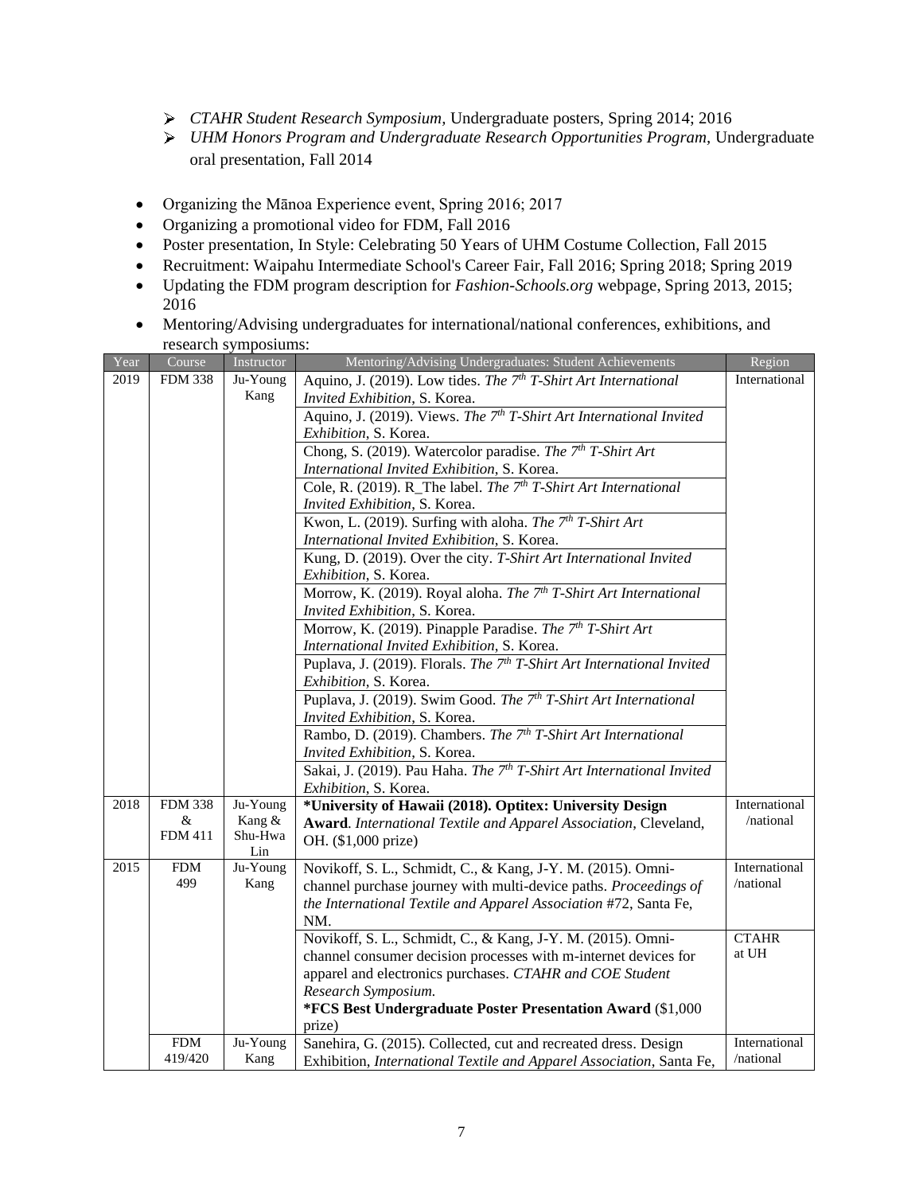- *CTAHR Student Research Symposium*, Undergraduate posters, Spring 2014; 2016
- *UHM Honors Program and Undergraduate Research Opportunities Program,* Undergraduate oral presentation, Fall 2014

- Organizing the Mānoa Experience event, Spring 2016; 2017
- Organizing a promotional video for FDM, Fall 2016
- Poster presentation, In Style: Celebrating 50 Years of UHM Costume Collection, Fall 2015
- Recruitment: Waipahu Intermediate School's Career Fair, Fall 2016; Spring 2018; Spring 2019
- Updating the FDM program description for *Fashion-Schools.org* webpage, Spring 2013, 2015; 2016
- Mentoring/Advising undergraduates for international/national conferences, exhibitions, and research symposiums:

| Year | Course | Instructor | Mentoring/Advising Undergraduates: Student Achievements | Region |
|---|---|---|---|---|
| 2019 | FDM 338 | Ju-Young Kang | Aquino, J. (2019). Low tides. *The 7th T-Shirt Art International Invited Exhibition*, S. Korea. | International |
| | | | Aquino, J. (2019). Views. *The 7th T-Shirt Art International Invited Exhibition*, S. Korea. | |
| | | | Chong, S. (2019). Watercolor paradise. *The 7th T-Shirt Art International Invited Exhibition*, S. Korea. | |
| | | | Cole, R. (2019). R_The label. *The 7th T-Shirt Art International Invited Exhibition*, S. Korea. | |
| | | | Kwon, L. (2019). Surfing with aloha. *The 7th T-Shirt Art International Invited Exhibition*, S. Korea. | |
| | | | Kung, D. (2019). Over the city. *T-Shirt Art International Invited Exhibition*, S. Korea. | |
| | | | Morrow, K. (2019). Royal aloha. *The 7th T-Shirt Art International Invited Exhibition*, S. Korea. | |
| | | | Morrow, K. (2019). Pinapple Paradise. *The 7th T-Shirt Art International Invited Exhibition*, S. Korea. | |
| | | | Puplava, J. (2019). Florals. *The 7th T-Shirt Art International Invited Exhibition*, S. Korea. | |
| | | | Puplava, J. (2019). Swim Good. *The 7th T-Shirt Art International Invited Exhibition*, S. Korea. | |
| | | | Rambo, D. (2019). Chambers. *The 7th T-Shirt Art International Invited Exhibition*, S. Korea. | |
| | | | Sakai, J. (2019). Pau Haha. *The 7th T-Shirt Art International Invited Exhibition*, S. Korea. | |
| 2018 | FDM 338 & FDM 411 | Ju-Young Kang & Shu-Hwa Lin | **\*University of Hawaii (2018). Optitex: University Design Award**. *International Textile and Apparel Association*, Cleveland, OH. ($1,000 prize) | International /national |
| 2015 | FDM 499 | Ju-Young Kang | Novikoff, S. L., Schmidt, C., & Kang, J-Y. M. (2015). Omni-channel purchase journey with multi-device paths. *Proceedings of the International Textile and Apparel Association* #72, Santa Fe, NM. | International /national |
| | | | Novikoff, S. L., Schmidt, C., & Kang, J-Y. M. (2015). Omni-channel consumer decision processes with m-internet devices for apparel and electronics purchases. *CTAHR and COE Student Research Symposium.* **\*FCS Best Undergraduate Poster Presentation Award** ($1,000 prize) | CTAHR at UH |
| | FDM 419/420 | Ju-Young Kang | Sanehira, G. (2015). Collected, cut and recreated dress. Design Exhibition, *International Textile and Apparel Association*, Santa Fe, | International /national |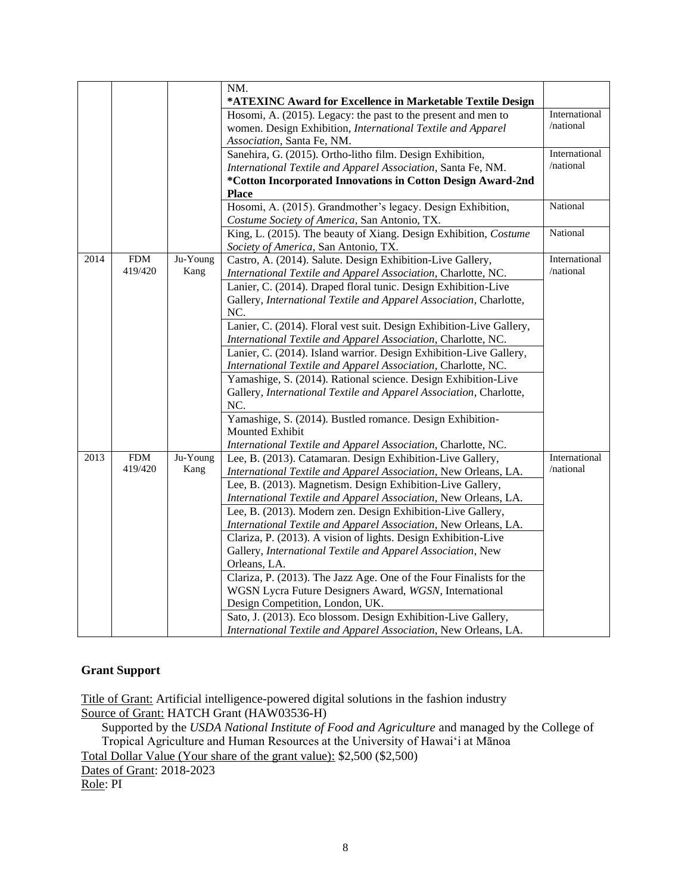| | | | NM.<br>**\*ATEXINC Award for Excellence in Marketable Textile Design** | |
|---|---|---|---|---|
| | | | Hosomi, A. (2015). Legacy: the past to the present and men to women. Design Exhibition, *International Textile and Apparel Association*, Santa Fe, NM. | International /national |
| | | | Sanehira, G. (2015). Ortho-litho film. Design Exhibition, *International Textile and Apparel Association*, Santa Fe, NM.<br>**\*Cotton Incorporated Innovations in Cotton Design Award-2nd Place** | International /national |
| | | | Hosomi, A. (2015). Grandmother's legacy. Design Exhibition, *Costume Society of America*, San Antonio, TX. | National |
| | | | King, L. (2015). The beauty of Xiang. Design Exhibition, *Costume Society of America*, San Antonio, TX. | National |
| 2014 | FDM 419/420 | Ju-Young Kang | Castro, A. (2014). Salute. Design Exhibition-Live Gallery, *International Textile and Apparel Association*, Charlotte, NC. | International /national |
| | | | Lanier, C. (2014). Draped floral tunic. Design Exhibition-Live Gallery, *International Textile and Apparel Association*, Charlotte, NC. | |
| | | | Lanier, C. (2014). Floral vest suit. Design Exhibition-Live Gallery, *International Textile and Apparel Association*, Charlotte, NC. | |
| | | | Lanier, C. (2014). Island warrior. Design Exhibition-Live Gallery, *International Textile and Apparel Association*, Charlotte, NC. | |
| | | | Yamashige, S. (2014). Rational science. Design Exhibition-Live Gallery, *International Textile and Apparel Association*, Charlotte, NC. | |
| | | | Yamashige, S. (2014). Bustled romance. Design Exhibition-Mounted Exhibit<br>*International Textile and Apparel Association*, Charlotte, NC. | |
| 2013 | FDM 419/420 | Ju-Young Kang | Lee, B. (2013). Catamaran. Design Exhibition-Live Gallery, *International Textile and Apparel Association*, New Orleans, LA. | International /national |
| | | | Lee, B. (2013). Magnetism. Design Exhibition-Live Gallery, *International Textile and Apparel Association*, New Orleans, LA. | |
| | | | Lee, B. (2013). Modern zen. Design Exhibition-Live Gallery, *International Textile and Apparel Association*, New Orleans, LA. | |
| | | | Clariza, P. (2013). A vision of lights. Design Exhibition-Live Gallery, *International Textile and Apparel Association*, New Orleans, LA. | |
| | | | Clariza, P. (2013). The Jazz Age. One of the Four Finalists for the WGSN Lycra Future Designers Award, *WGSN*, International Design Competition, London, UK. | |
| | | | Sato, J. (2013). Eco blossom. Design Exhibition-Live Gallery, *International Textile and Apparel Association*, New Orleans, LA. | |

**Grant Support**

Title of Grant: Artificial intelligence-powered digital solutions in the fashion industry
Source of Grant: HATCH Grant (HAW03536-H)
Supported by the *USDA National Institute of Food and Agriculture* and managed by the College of Tropical Agriculture and Human Resources at the University of Hawaiʻi at Mānoa
Total Dollar Value (Your share of the grant value): $2,500 ($2,500)
Dates of Grant: 2018-2023
Role: PI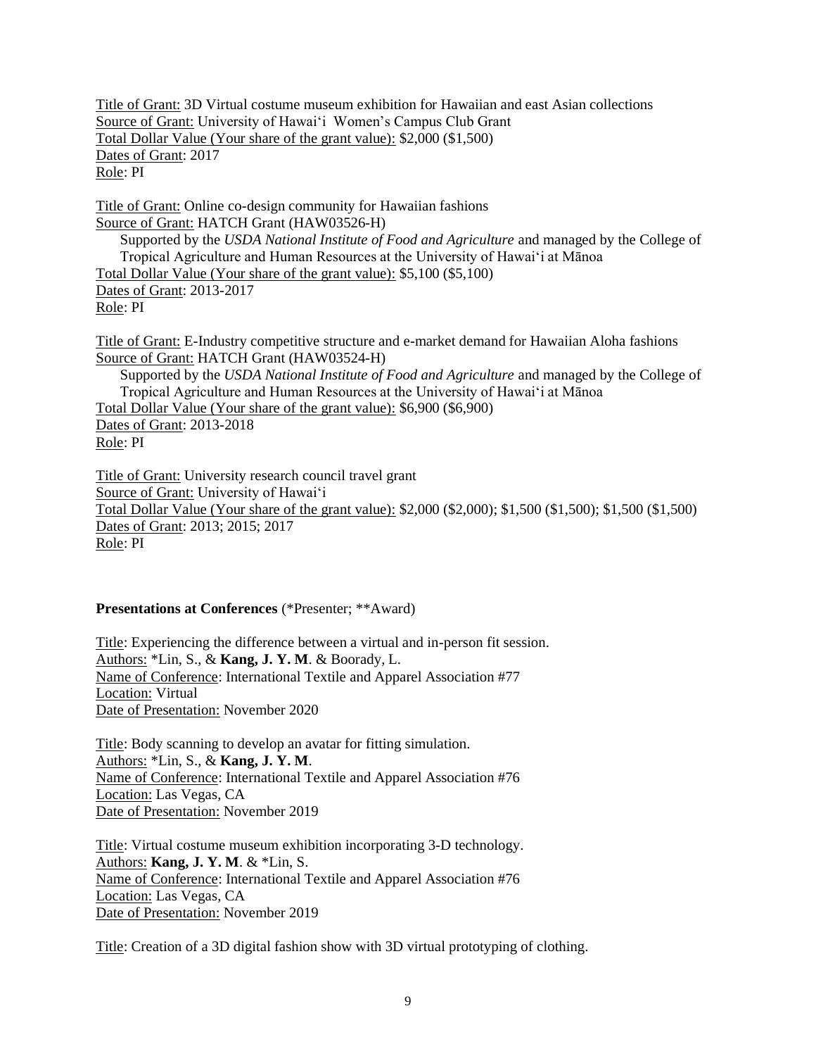Title of Grant: 3D Virtual costume museum exhibition for Hawaiian and east Asian collections
Source of Grant: University of Hawaiʻi  Women's Campus Club Grant
Total Dollar Value (Your share of the grant value): $2,000 ($1,500)
Dates of Grant: 2017
Role: PI

Title of Grant: Online co-design community for Hawaiian fashions
Source of Grant: HATCH Grant (HAW03526-H)
Supported by the *USDA National Institute of Food and Agriculture* and managed by the College of Tropical Agriculture and Human Resources at the University of Hawaiʻi at Mānoa
Total Dollar Value (Your share of the grant value): $5,100 ($5,100)
Dates of Grant: 2013-2017
Role: PI

Title of Grant: E-Industry competitive structure and e-market demand for Hawaiian Aloha fashions
Source of Grant: HATCH Grant (HAW03524-H)
Supported by the *USDA National Institute of Food and Agriculture* and managed by the College of Tropical Agriculture and Human Resources at the University of Hawaiʻi at Mānoa
Total Dollar Value (Your share of the grant value): $6,900 ($6,900)
Dates of Grant: 2013-2018
Role: PI

Title of Grant: University research council travel grant
Source of Grant: University of Hawaiʻi
Total Dollar Value (Your share of the grant value): $2,000 ($2,000); $1,500 ($1,500); $1,500 ($1,500)
Dates of Grant: 2013; 2015; 2017
Role: PI

**Presentations at Conferences** (*Presenter; **Award)

Title: Experiencing the difference between a virtual and in-person fit session.
Authors: *Lin, S., & **Kang, J. Y. M**. & Boorady, L.
Name of Conference: International Textile and Apparel Association #77
Location: Virtual
Date of Presentation: November 2020

Title: Body scanning to develop an avatar for fitting simulation.
Authors: *Lin, S., & **Kang, J. Y. M**.
Name of Conference: International Textile and Apparel Association #76
Location: Las Vegas, CA
Date of Presentation: November 2019

Title: Virtual costume museum exhibition incorporating 3-D technology.
Authors: **Kang, J. Y. M**. & *Lin, S.
Name of Conference: International Textile and Apparel Association #76
Location: Las Vegas, CA
Date of Presentation: November 2019

Title: Creation of a 3D digital fashion show with 3D virtual prototyping of clothing.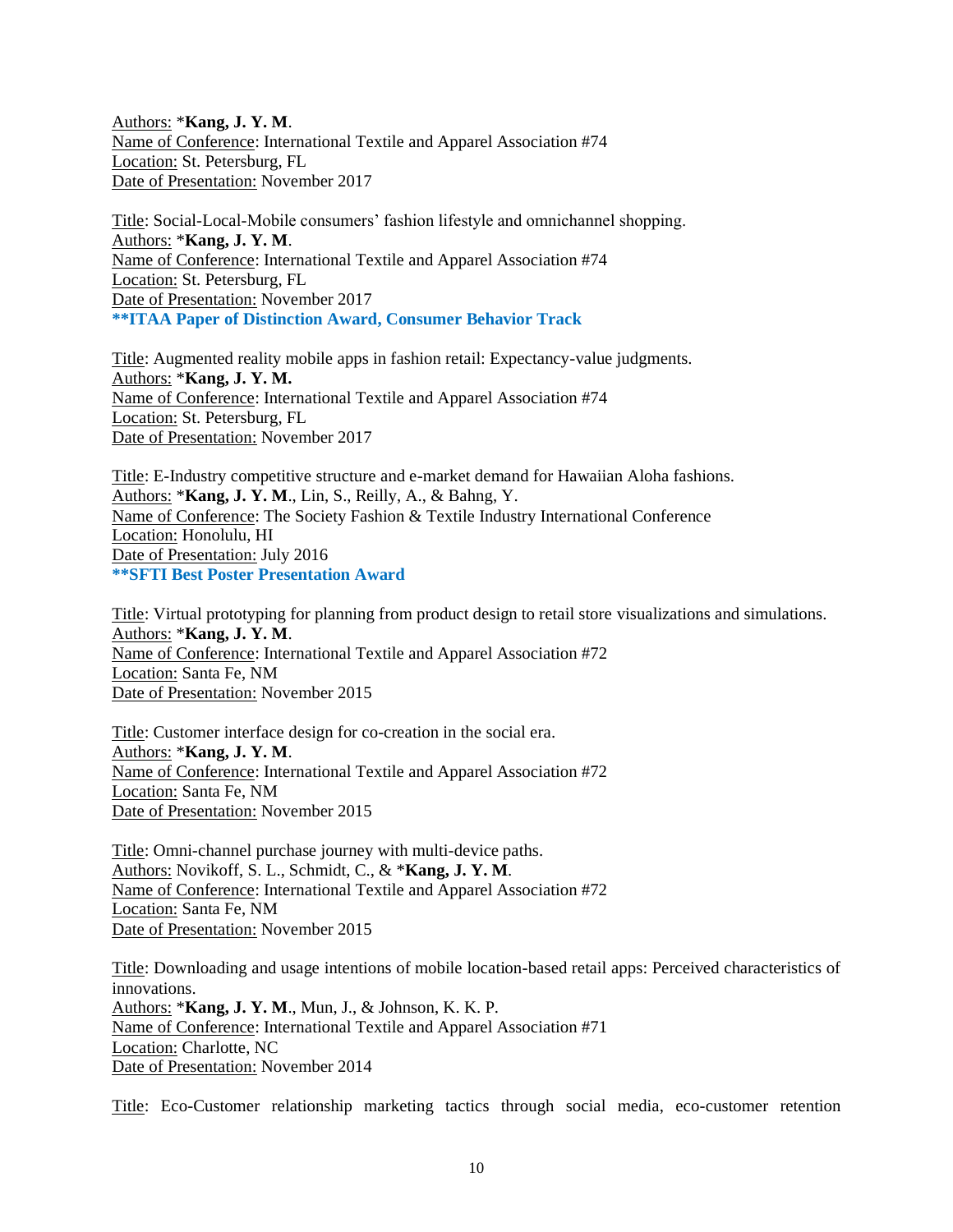Authors: ***Kang, J. Y. M**.
Name of Conference: International Textile and Apparel Association #74
Location: St. Petersburg, FL
Date of Presentation: November 2017

Title: Social-Local-Mobile consumers' fashion lifestyle and omnichannel shopping.
Authors: ***Kang, J. Y. M**.
Name of Conference: International Textile and Apparel Association #74
Location: St. Petersburg, FL
Date of Presentation: November 2017
****ITAA Paper of Distinction Award, Consumer Behavior Track**

Title: Augmented reality mobile apps in fashion retail: Expectancy-value judgments.
Authors: ***Kang, J. Y. M.**
Name of Conference: International Textile and Apparel Association #74
Location: St. Petersburg, FL
Date of Presentation: November 2017

Title: E-Industry competitive structure and e-market demand for Hawaiian Aloha fashions.
Authors: ***Kang, J. Y. M**., Lin, S., Reilly, A., & Bahng, Y.
Name of Conference: The Society Fashion & Textile Industry International Conference
Location: Honolulu, HI
Date of Presentation: July 2016
****SFTI Best Poster Presentation Award**

Title: Virtual prototyping for planning from product design to retail store visualizations and simulations.
Authors: ***Kang, J. Y. M**.
Name of Conference: International Textile and Apparel Association #72
Location: Santa Fe, NM
Date of Presentation: November 2015

Title: Customer interface design for co-creation in the social era.
Authors: ***Kang, J. Y. M**.
Name of Conference: International Textile and Apparel Association #72
Location: Santa Fe, NM
Date of Presentation: November 2015

Title: Omni-channel purchase journey with multi-device paths.
Authors: Novikoff, S. L., Schmidt, C., & ***Kang, J. Y. M**.
Name of Conference: International Textile and Apparel Association #72
Location: Santa Fe, NM
Date of Presentation: November 2015

Title: Downloading and usage intentions of mobile location-based retail apps: Perceived characteristics of innovations.
Authors: ***Kang, J. Y. M**., Mun, J., & Johnson, K. K. P.
Name of Conference: International Textile and Apparel Association #71
Location: Charlotte, NC
Date of Presentation: November 2014

Title: Eco-Customer relationship marketing tactics through social media, eco-customer retention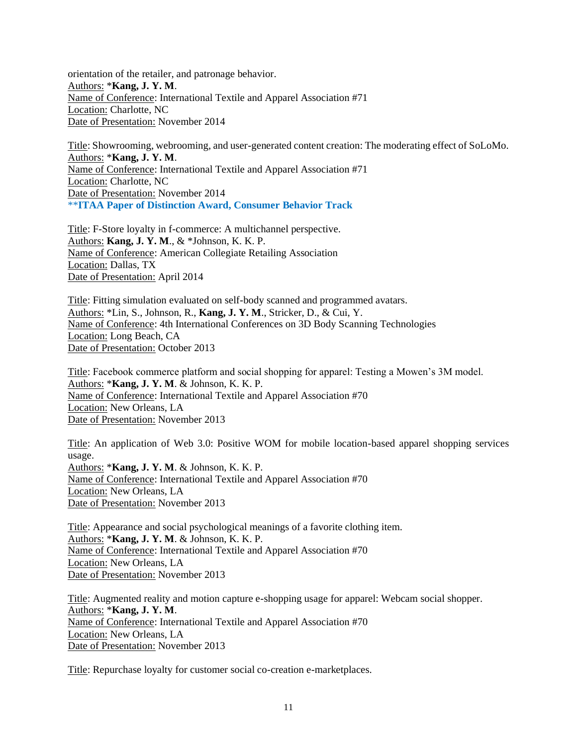orientation of the retailer, and patronage behavior.
Authors: *__Kang, J. Y. M__.
Name of Conference: International Textile and Apparel Association #71
Location: Charlotte, NC
Date of Presentation: November 2014

Title: Showrooming, webrooming, and user-generated content creation: The moderating effect of SoLoMo.
Authors: *__Kang, J. Y. M__.
Name of Conference: International Textile and Apparel Association #71
Location: Charlotte, NC
Date of Presentation: November 2014
**__**ITAA Paper of Distinction Award, Consumer Behavior Track__**

Title: F-Store loyalty in f-commerce: A multichannel perspective.
Authors: **Kang, J. Y. M**., & *Johnson, K. K. P.
Name of Conference: American Collegiate Retailing Association
Location: Dallas, TX
Date of Presentation: April 2014

Title: Fitting simulation evaluated on self-body scanned and programmed avatars.
Authors: *Lin, S., Johnson, R., **Kang, J. Y. M**., Stricker, D., & Cui, Y.
Name of Conference: 4th International Conferences on 3D Body Scanning Technologies
Location: Long Beach, CA
Date of Presentation: October 2013

Title: Facebook commerce platform and social shopping for apparel: Testing a Mowen's 3M model.
Authors: *__Kang, J. Y. M__. & Johnson, K. K. P.
Name of Conference: International Textile and Apparel Association #70
Location: New Orleans, LA
Date of Presentation: November 2013

Title: An application of Web 3.0: Positive WOM for mobile location-based apparel shopping services usage.
Authors: *__Kang, J. Y. M__. & Johnson, K. K. P.
Name of Conference: International Textile and Apparel Association #70
Location: New Orleans, LA
Date of Presentation: November 2013

Title: Appearance and social psychological meanings of a favorite clothing item.
Authors: *__Kang, J. Y. M__. & Johnson, K. K. P.
Name of Conference: International Textile and Apparel Association #70
Location: New Orleans, LA
Date of Presentation: November 2013

Title: Augmented reality and motion capture e-shopping usage for apparel: Webcam social shopper.
Authors: *__Kang, J. Y. M__.
Name of Conference: International Textile and Apparel Association #70
Location: New Orleans, LA
Date of Presentation: November 2013

Title: Repurchase loyalty for customer social co-creation e-marketplaces.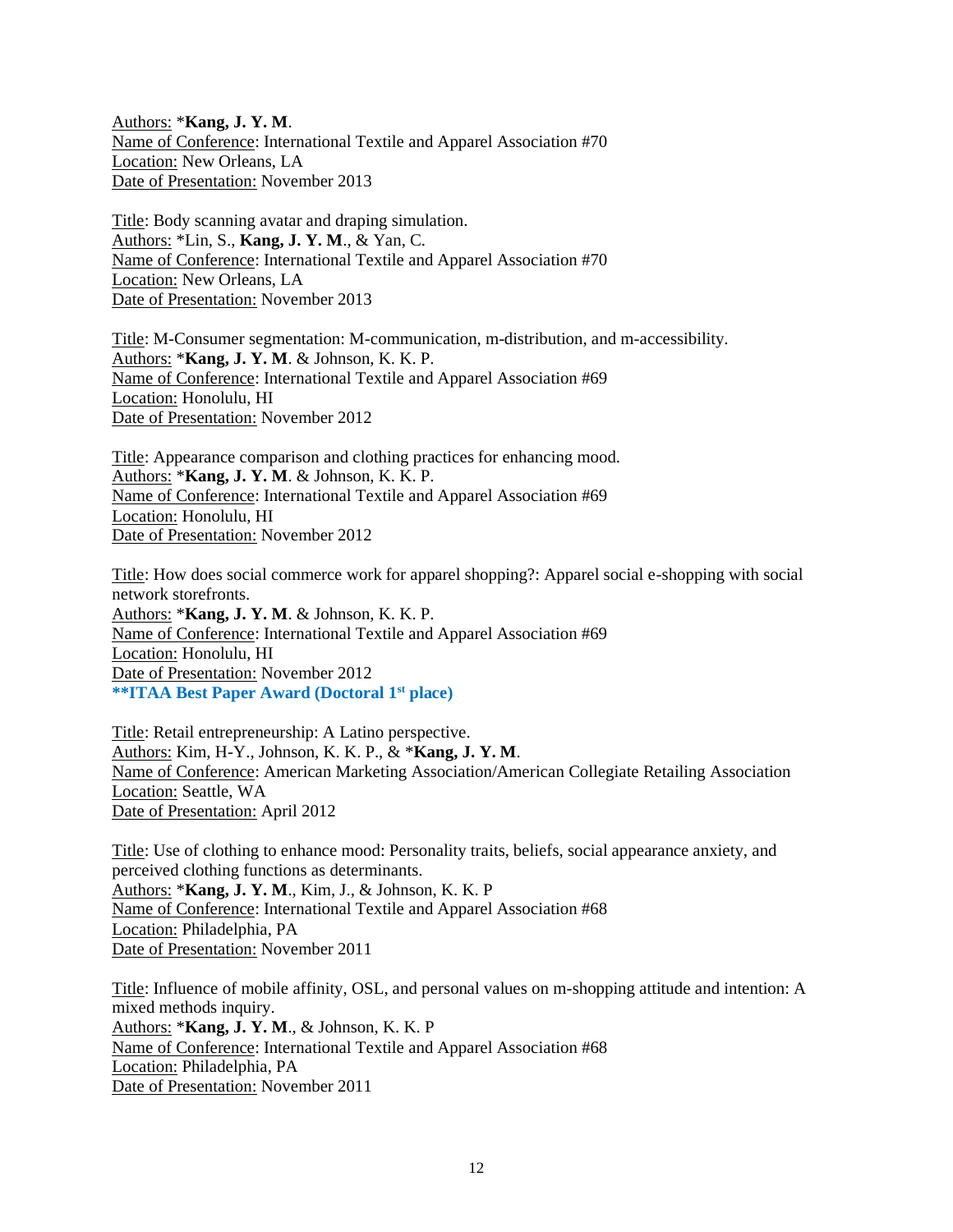Authors: *Kang, J. Y. M.
Name of Conference: International Textile and Apparel Association #70
Location: New Orleans, LA
Date of Presentation: November 2013

Title: Body scanning avatar and draping simulation.
Authors: *Lin, S., **Kang, J. Y. M.**, & Yan, C.
Name of Conference: International Textile and Apparel Association #70
Location: New Orleans, LA
Date of Presentation: November 2013

Title: M-Consumer segmentation: M-communication, m-distribution, and m-accessibility.
Authors: ***Kang, J. Y. M**. & Johnson, K. K. P.
Name of Conference: International Textile and Apparel Association #69
Location: Honolulu, HI
Date of Presentation: November 2012

Title: Appearance comparison and clothing practices for enhancing mood.
Authors: ***Kang, J. Y. M**. & Johnson, K. K. P.
Name of Conference: International Textile and Apparel Association #69
Location: Honolulu, HI
Date of Presentation: November 2012

Title: How does social commerce work for apparel shopping?: Apparel social e-shopping with social network storefronts.
Authors: ***Kang, J. Y. M**. & Johnson, K. K. P.
Name of Conference: International Textile and Apparel Association #69
Location: Honolulu, HI
Date of Presentation: November 2012
****ITAA Best Paper Award (Doctoral 1st place)**

Title: Retail entrepreneurship: A Latino perspective.
Authors: Kim, H-Y., Johnson, K. K. P., & ***Kang, J. Y. M**.
Name of Conference: American Marketing Association/American Collegiate Retailing Association
Location: Seattle, WA
Date of Presentation: April 2012

Title: Use of clothing to enhance mood: Personality traits, beliefs, social appearance anxiety, and perceived clothing functions as determinants.
Authors: ***Kang, J. Y. M**., Kim, J., & Johnson, K. K. P
Name of Conference: International Textile and Apparel Association #68
Location: Philadelphia, PA
Date of Presentation: November 2011

Title: Influence of mobile affinity, OSL, and personal values on m-shopping attitude and intention: A mixed methods inquiry.
Authors: ***Kang, J. Y. M**., & Johnson, K. K. P
Name of Conference: International Textile and Apparel Association #68
Location: Philadelphia, PA
Date of Presentation: November 2011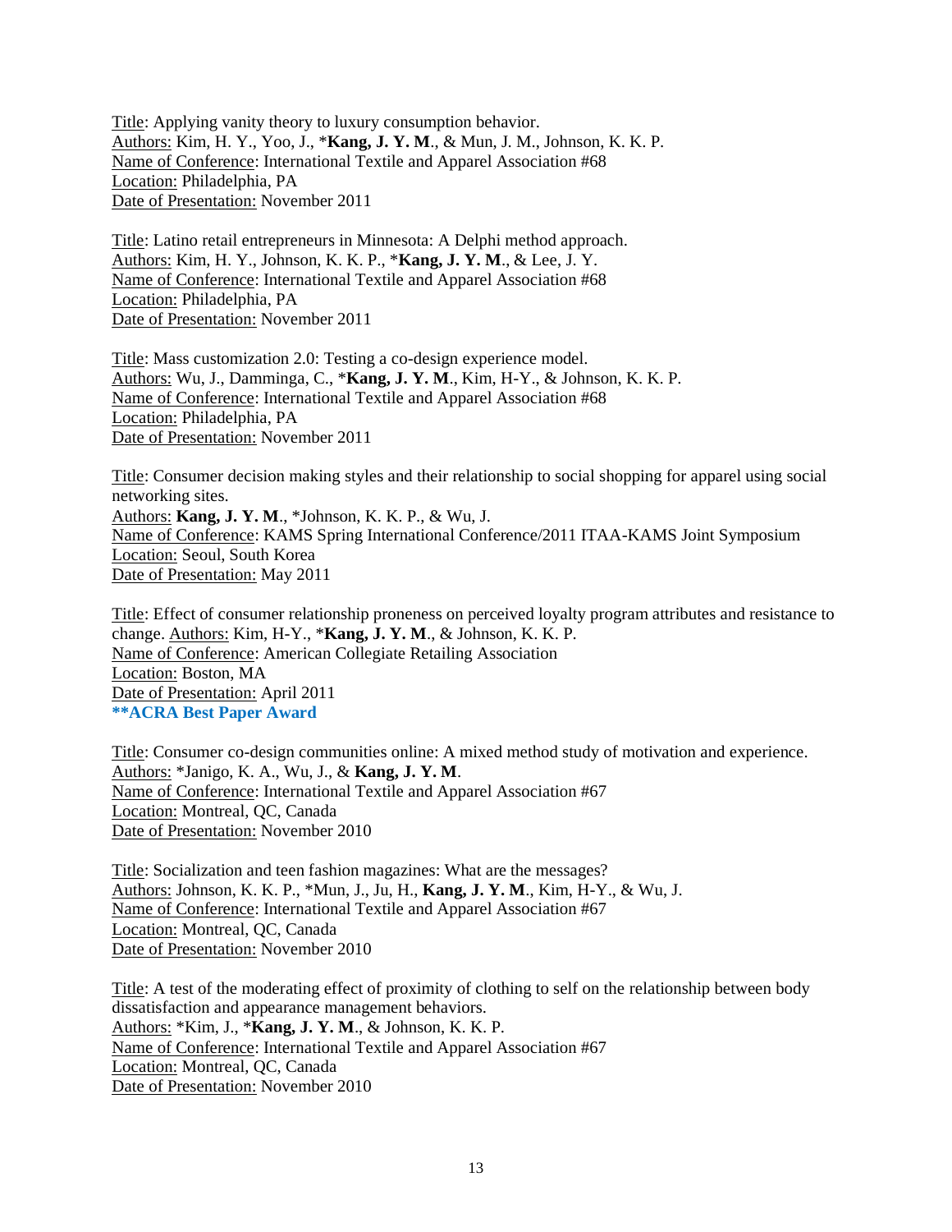Title: Applying vanity theory to luxury consumption behavior.
Authors: Kim, H. Y., Yoo, J., ***Kang, J. Y. M**., & Mun, J. M., Johnson, K. K. P.
Name of Conference: International Textile and Apparel Association #68
Location: Philadelphia, PA
Date of Presentation: November 2011

Title: Latino retail entrepreneurs in Minnesota: A Delphi method approach.
Authors: Kim, H. Y., Johnson, K. K. P., ***Kang, J. Y. M**., & Lee, J. Y.
Name of Conference: International Textile and Apparel Association #68
Location: Philadelphia, PA
Date of Presentation: November 2011

Title: Mass customization 2.0: Testing a co-design experience model.
Authors: Wu, J., Damminga, C., ***Kang, J. Y. M**., Kim, H-Y., & Johnson, K. K. P.
Name of Conference: International Textile and Apparel Association #68
Location: Philadelphia, PA
Date of Presentation: November 2011

Title: Consumer decision making styles and their relationship to social shopping for apparel using social networking sites.
Authors: **Kang, J. Y. M**., *Johnson, K. K. P., & Wu, J.
Name of Conference: KAMS Spring International Conference/2011 ITAA-KAMS Joint Symposium
Location: Seoul, South Korea
Date of Presentation: May 2011

Title: Effect of consumer relationship proneness on perceived loyalty program attributes and resistance to change. Authors: Kim, H-Y., ***Kang, J. Y. M**., & Johnson, K. K. P.
Name of Conference: American Collegiate Retailing Association
Location: Boston, MA
Date of Presentation: April 2011
****ACRA Best Paper Award**

Title: Consumer co-design communities online: A mixed method study of motivation and experience.
Authors: *Janigo, K. A., Wu, J., & **Kang, J. Y. M**.
Name of Conference: International Textile and Apparel Association #67
Location: Montreal, QC, Canada
Date of Presentation: November 2010

Title: Socialization and teen fashion magazines: What are the messages?
Authors: Johnson, K. K. P., *Mun, J., Ju, H., **Kang, J. Y. M**., Kim, H-Y., & Wu, J.
Name of Conference: International Textile and Apparel Association #67
Location: Montreal, QC, Canada
Date of Presentation: November 2010

Title: A test of the moderating effect of proximity of clothing to self on the relationship between body dissatisfaction and appearance management behaviors.
Authors: *Kim, J., ***Kang, J. Y. M**., & Johnson, K. K. P.
Name of Conference: International Textile and Apparel Association #67
Location: Montreal, QC, Canada
Date of Presentation: November 2010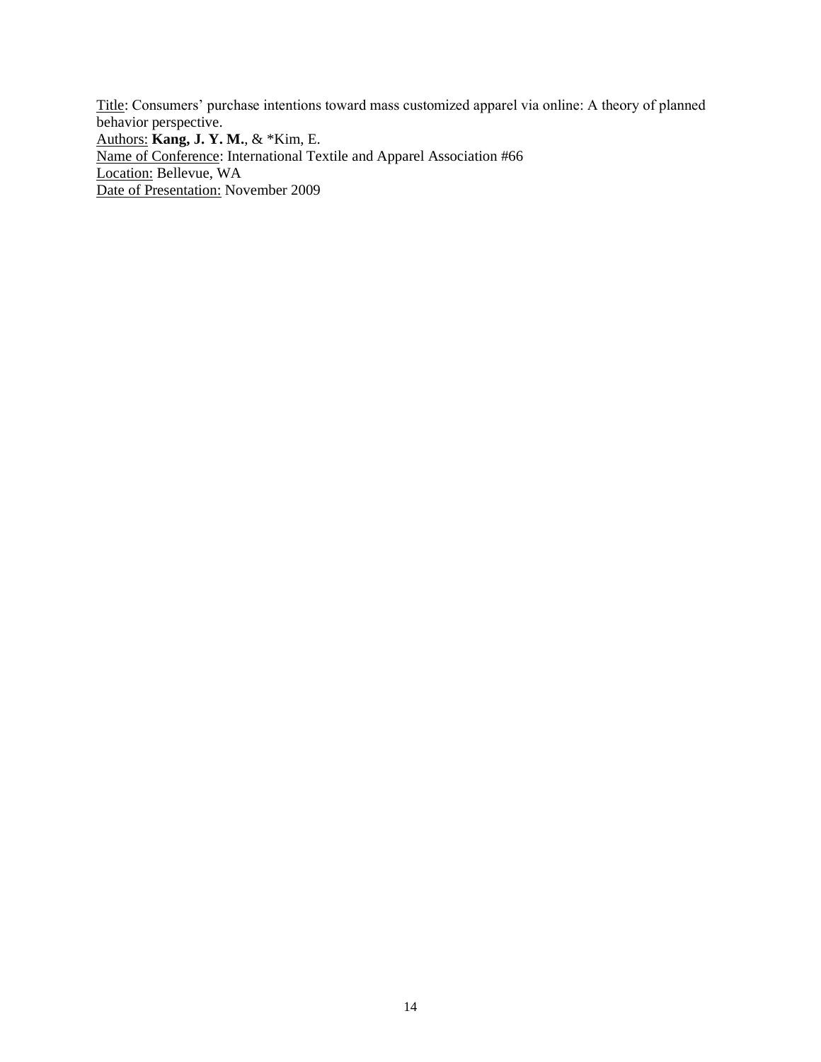Title: Consumers' purchase intentions toward mass customized apparel via online: A theory of planned behavior perspective.
Authors: **Kang, J. Y. M.**, & *Kim, E.
Name of Conference: International Textile and Apparel Association #66
Location: Bellevue, WA
Date of Presentation: November 2009